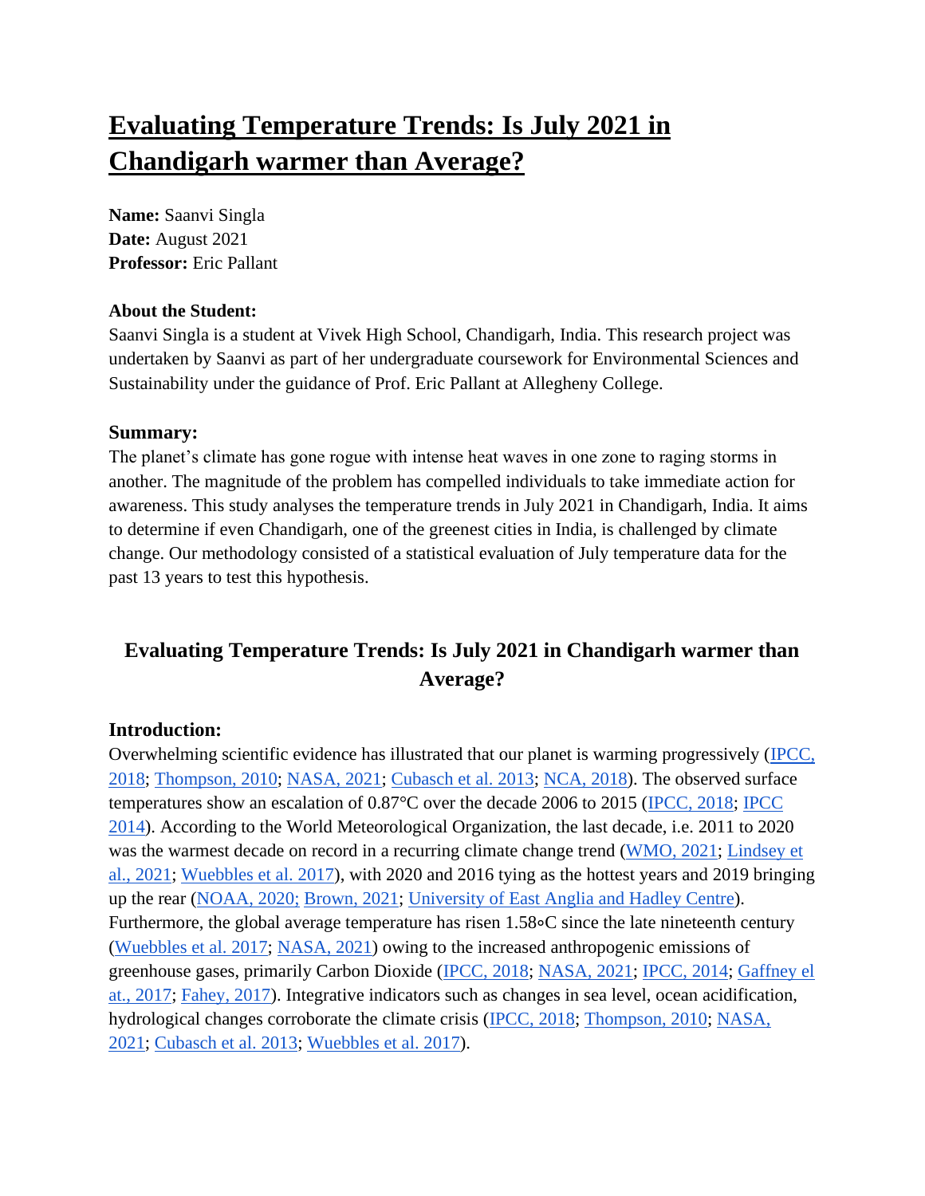# Evaluating Temperature Trends: Is July 2021 in Chandigarh warmer than Average?

**Name:** Saanvi Singla
**Date:** August 2021
**Professor:** Eric Pallant

**About the Student:**
Saanvi Singla is a student at Vivek High School, Chandigarh, India. This research project was undertaken by Saanvi as part of her undergraduate coursework for Environmental Sciences and Sustainability under the guidance of Prof. Eric Pallant at Allegheny College.

**Summary:**
The planet's climate has gone rogue with intense heat waves in one zone to raging storms in another. The magnitude of the problem has compelled individuals to take immediate action for awareness. This study analyses the temperature trends in July 2021 in Chandigarh, India. It aims to determine if even Chandigarh, one of the greenest cities in India, is challenged by climate change. Our methodology consisted of a statistical evaluation of July temperature data for the past 13 years to test this hypothesis.

## Evaluating Temperature Trends: Is July 2021 in Chandigarh warmer than Average?

### Introduction:

Overwhelming scientific evidence has illustrated that our planet is warming progressively (IPCC, 2018; Thompson, 2010; NASA, 2021; Cubasch et al. 2013; NCA, 2018). The observed surface temperatures show an escalation of 0.87°C over the decade 2006 to 2015 (IPCC, 2018; IPCC 2014). According to the World Meteorological Organization, the last decade, i.e. 2011 to 2020 was the warmest decade on record in a recurring climate change trend (WMO, 2021; Lindsey et al., 2021; Wuebbles et al. 2017), with 2020 and 2016 tying as the hottest years and 2019 bringing up the rear (NOAA, 2020; Brown, 2021; University of East Anglia and Hadley Centre). Furthermore, the global average temperature has risen 1.58∘C since the late nineteenth century (Wuebbles et al. 2017; NASA, 2021) owing to the increased anthropogenic emissions of greenhouse gases, primarily Carbon Dioxide (IPCC, 2018; NASA, 2021; IPCC, 2014; Gaffney el at., 2017; Fahey, 2017). Integrative indicators such as changes in sea level, ocean acidification, hydrological changes corroborate the climate crisis (IPCC, 2018; Thompson, 2010; NASA, 2021; Cubasch et al. 2013; Wuebbles et al. 2017).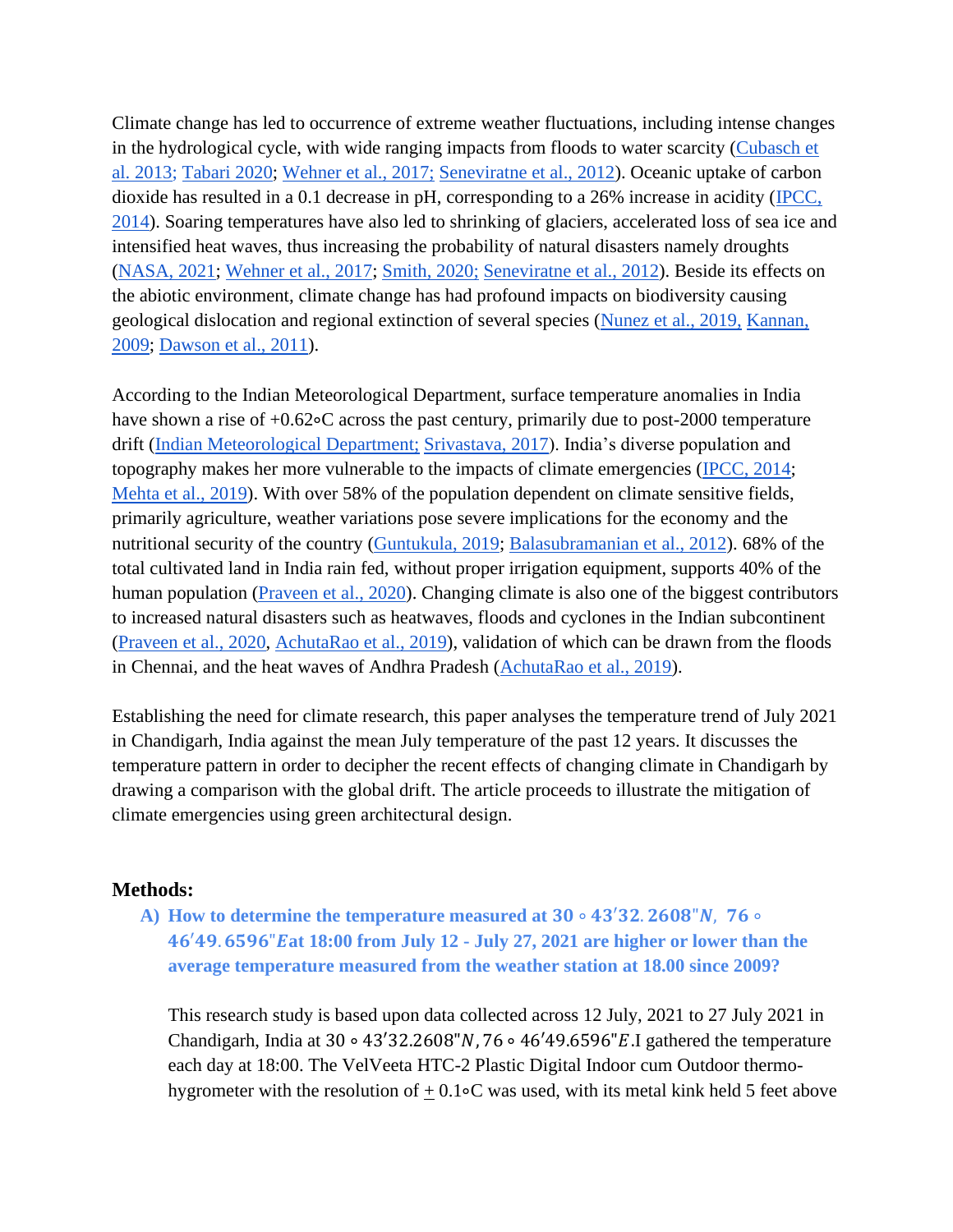Climate change has led to occurrence of extreme weather fluctuations, including intense changes in the hydrological cycle, with wide ranging impacts from floods to water scarcity (Cubasch et al. 2013; Tabari 2020; Wehner et al., 2017; Seneviratne et al., 2012). Oceanic uptake of carbon dioxide has resulted in a 0.1 decrease in pH, corresponding to a 26% increase in acidity (IPCC, 2014). Soaring temperatures have also led to shrinking of glaciers, accelerated loss of sea ice and intensified heat waves, thus increasing the probability of natural disasters namely droughts (NASA, 2021; Wehner et al., 2017; Smith, 2020; Seneviratne et al., 2012). Beside its effects on the abiotic environment, climate change has had profound impacts on biodiversity causing geological dislocation and regional extinction of several species (Nunez et al., 2019, Kannan, 2009; Dawson et al., 2011).

According to the Indian Meteorological Department, surface temperature anomalies in India have shown a rise of +0.62∘C across the past century, primarily due to post-2000 temperature drift (Indian Meteorological Department; Srivastava, 2017). India's diverse population and topography makes her more vulnerable to the impacts of climate emergencies (IPCC, 2014; Mehta et al., 2019). With over 58% of the population dependent on climate sensitive fields, primarily agriculture, weather variations pose severe implications for the economy and the nutritional security of the country (Guntukula, 2019; Balasubramanian et al., 2012). 68% of the total cultivated land in India rain fed, without proper irrigation equipment, supports 40% of the human population (Praveen et al., 2020). Changing climate is also one of the biggest contributors to increased natural disasters such as heatwaves, floods and cyclones in the Indian subcontinent (Praveen et al., 2020, AchutaRao et al., 2019), validation of which can be drawn from the floods in Chennai, and the heat waves of Andhra Pradesh (AchutaRao et al., 2019).

Establishing the need for climate research, this paper analyses the temperature trend of July 2021 in Chandigarh, India against the mean July temperature of the past 12 years. It discusses the temperature pattern in order to decipher the recent effects of changing climate in Chandigarh by drawing a comparison with the global drift. The article proceeds to illustrate the mitigation of climate emergencies using green architectural design.

## Methods:

**A) How to determine the temperature measured at $30\circ 43'32.2608''N,\ 76\circ 46'49.6596''E$ at 18:00 from July 12 - July 27, 2021 are higher or lower than the average temperature measured from the weather station at 18.00 since 2009?**

This research study is based upon data collected across 12 July, 2021 to 27 July 2021 in Chandigarh, India at $30\circ 43'32.2608''N, 76\circ 46'49.6596''E$. I gathered the temperature each day at 18:00. The VelVeeta HTC-2 Plastic Digital Indoor cum Outdoor thermo-hygrometer with the resolution of ± 0.1∘C was used, with its metal kink held 5 feet above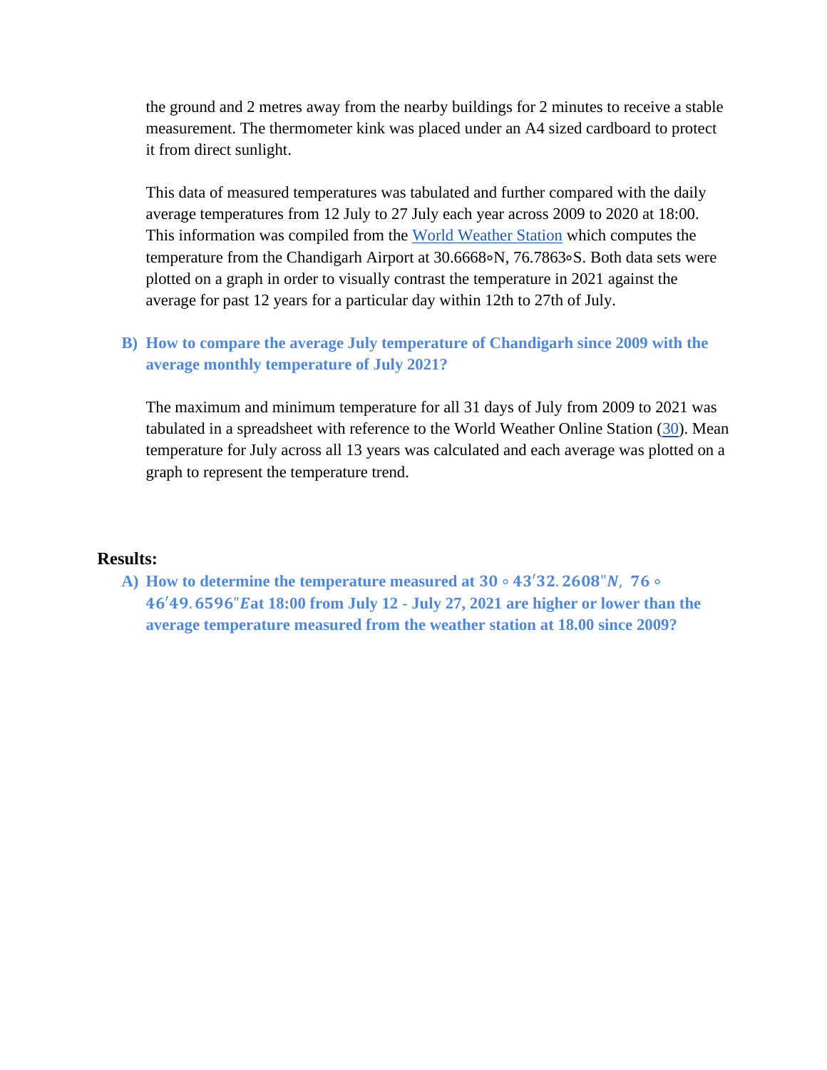the ground and 2 metres away from the nearby buildings for 2 minutes to receive a stable measurement. The thermometer kink was placed under an A4 sized cardboard to protect it from direct sunlight.

This data of measured temperatures was tabulated and further compared with the daily average temperatures from 12 July to 27 July each year across 2009 to 2020 at 18:00. This information was compiled from the [World Weather Station](#) which computes the temperature from the Chandigarh Airport at 30.6668∘N, 76.7863∘S. Both data sets were plotted on a graph in order to visually contrast the temperature in 2021 against the average for past 12 years for a particular day within 12th to 27th of July.

**B) How to compare the average July temperature of Chandigarh since 2009 with the average monthly temperature of July 2021?**

The maximum and minimum temperature for all 31 days of July from 2009 to 2021 was tabulated in a spreadsheet with reference to the World Weather Online Station ([30](#)). Mean temperature for July across all 13 years was calculated and each average was plotted on a graph to represent the temperature trend.

## Results:

**A) How to determine the temperature measured at $30\circ 43'32.2608"N,\ 76\circ 46'49.6596"E$ at 18:00 from July 12 - July 27, 2021 are higher or lower than the average temperature measured from the weather station at 18.00 since 2009?**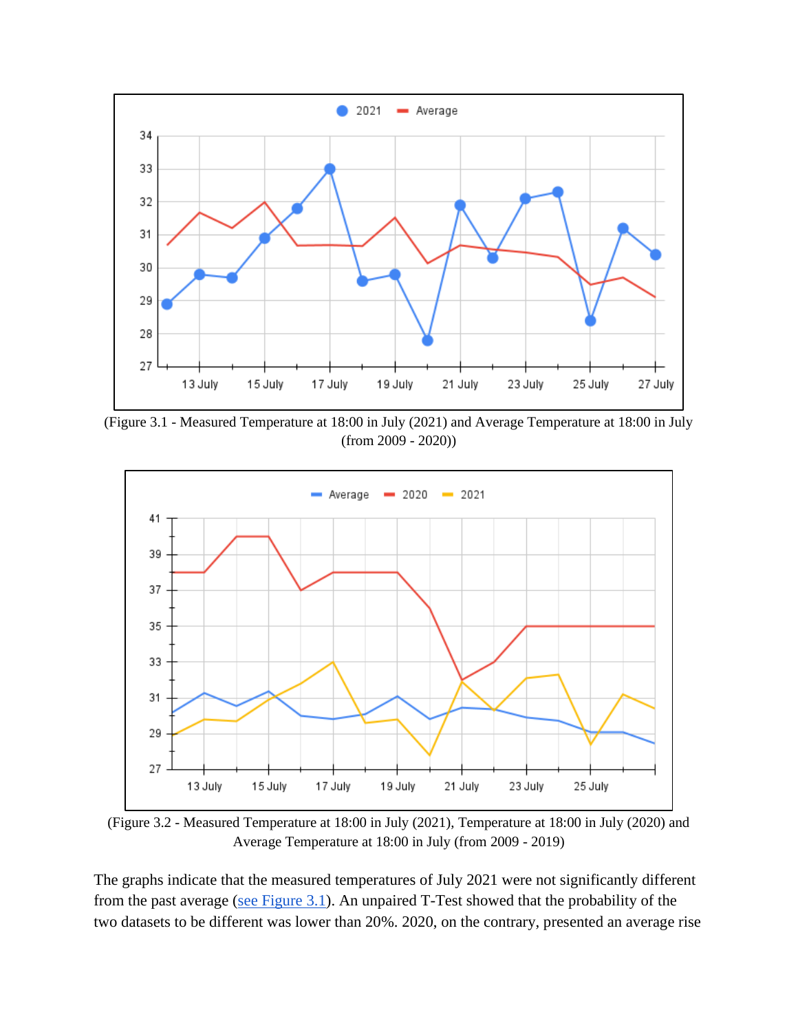(Figure 3.1 - Measured Temperature at 18:00 in July (2021) and Average Temperature at 18:00 in July (from 2009 - 2020))

(Figure 3.2 - Measured Temperature at 18:00 in July (2021), Temperature at 18:00 in July (2020) and Average Temperature at 18:00 in July (from 2009 - 2019)

The graphs indicate that the measured temperatures of July 2021 were not significantly different from the past average ([see Figure 3.1](#)). An unpaired T-Test showed that the probability of the two datasets to be different was lower than 20%. 2020, on the contrary, presented an average rise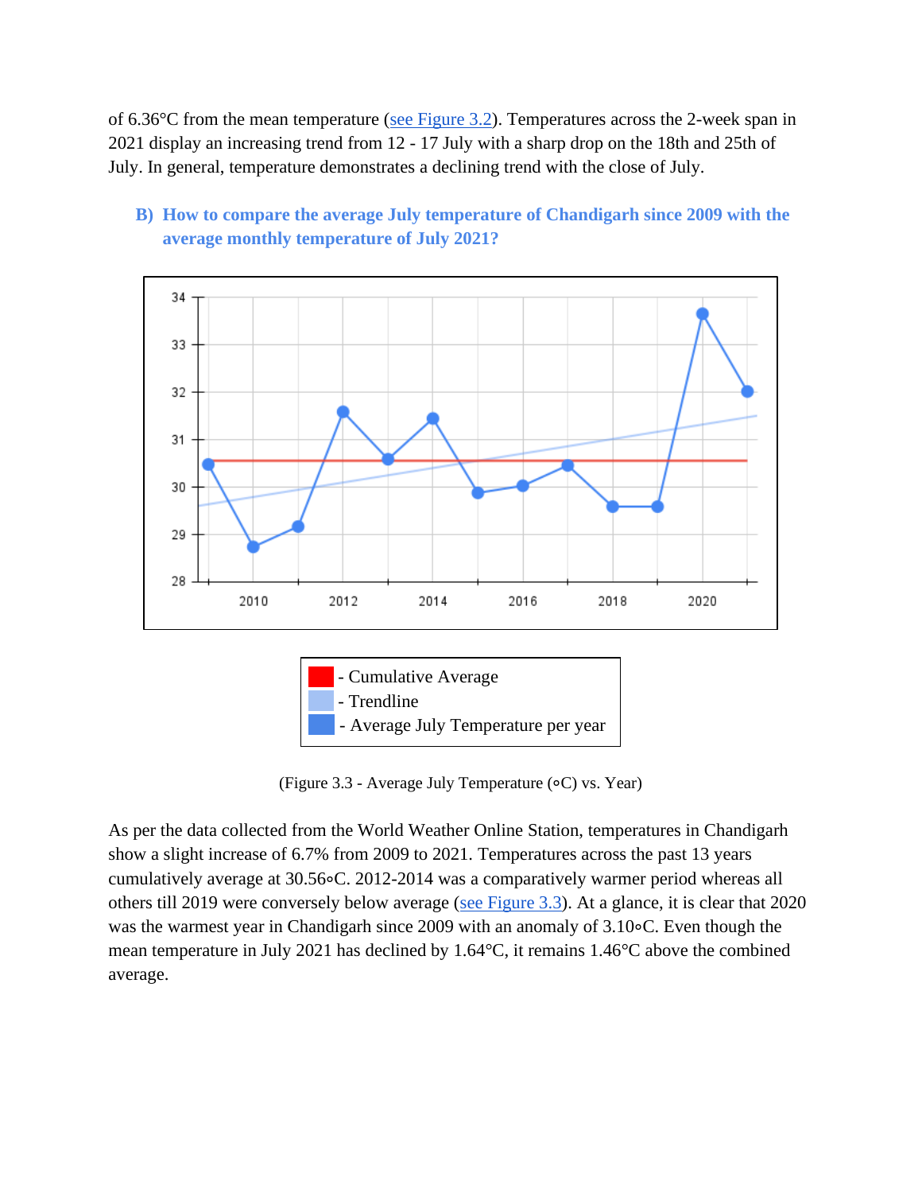of 6.36°C from the mean temperature (see Figure 3.2). Temperatures across the 2-week span in 2021 display an increasing trend from 12 - 17 July with a sharp drop on the 18th and 25th of July. In general, temperature demonstrates a declining trend with the close of July.

### B) How to compare the average July temperature of Chandigarh since 2009 with the average monthly temperature of July 2021?

- Cumulative Average
- Trendline
- Average July Temperature per year

(Figure 3.3 - Average July Temperature (∘C) vs. Year)

As per the data collected from the World Weather Online Station, temperatures in Chandigarh show a slight increase of 6.7% from 2009 to 2021. Temperatures across the past 13 years cumulatively average at 30.56∘C. 2012-2014 was a comparatively warmer period whereas all others till 2019 were conversely below average (see Figure 3.3). At a glance, it is clear that 2020 was the warmest year in Chandigarh since 2009 with an anomaly of 3.10∘C. Even though the mean temperature in July 2021 has declined by 1.64°C, it remains 1.46°C above the combined average.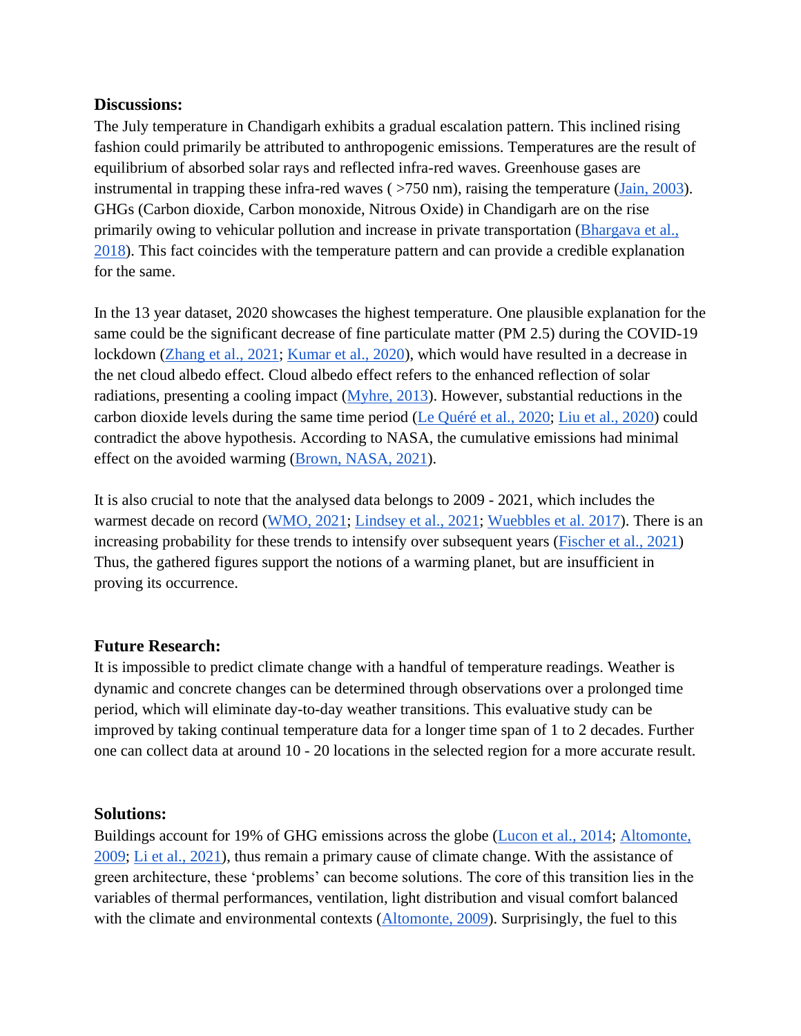**Discussions:**

The July temperature in Chandigarh exhibits a gradual escalation pattern. This inclined rising fashion could primarily be attributed to anthropogenic emissions. Temperatures are the result of equilibrium of absorbed solar rays and reflected infra-red waves. Greenhouse gases are instrumental in trapping these infra-red waves ( >750 nm), raising the temperature (Jain, 2003). GHGs (Carbon dioxide, Carbon monoxide, Nitrous Oxide) in Chandigarh are on the rise primarily owing to vehicular pollution and increase in private transportation (Bhargava et al., 2018). This fact coincides with the temperature pattern and can provide a credible explanation for the same.

In the 13 year dataset, 2020 showcases the highest temperature. One plausible explanation for the same could be the significant decrease of fine particulate matter (PM 2.5) during the COVID-19 lockdown (Zhang et al., 2021; Kumar et al., 2020), which would have resulted in a decrease in the net cloud albedo effect. Cloud albedo effect refers to the enhanced reflection of solar radiations, presenting a cooling impact (Myhre, 2013). However, substantial reductions in the carbon dioxide levels during the same time period (Le Quéré et al., 2020; Liu et al., 2020) could contradict the above hypothesis. According to NASA, the cumulative emissions had minimal effect on the avoided warming (Brown, NASA, 2021).

It is also crucial to note that the analysed data belongs to 2009 - 2021, which includes the warmest decade on record (WMO, 2021; Lindsey et al., 2021; Wuebbles et al. 2017). There is an increasing probability for these trends to intensify over subsequent years (Fischer et al., 2021) Thus, the gathered figures support the notions of a warming planet, but are insufficient in proving its occurrence.

**Future Research:**

It is impossible to predict climate change with a handful of temperature readings. Weather is dynamic and concrete changes can be determined through observations over a prolonged time period, which will eliminate day-to-day weather transitions. This evaluative study can be improved by taking continual temperature data for a longer time span of 1 to 2 decades. Further one can collect data at around 10 - 20 locations in the selected region for a more accurate result.

**Solutions:**

Buildings account for 19% of GHG emissions across the globe (Lucon et al., 2014; Altomonte, 2009; Li et al., 2021), thus remain a primary cause of climate change. With the assistance of green architecture, these 'problems' can become solutions. The core of this transition lies in the variables of thermal performances, ventilation, light distribution and visual comfort balanced with the climate and environmental contexts (Altomonte, 2009). Surprisingly, the fuel to this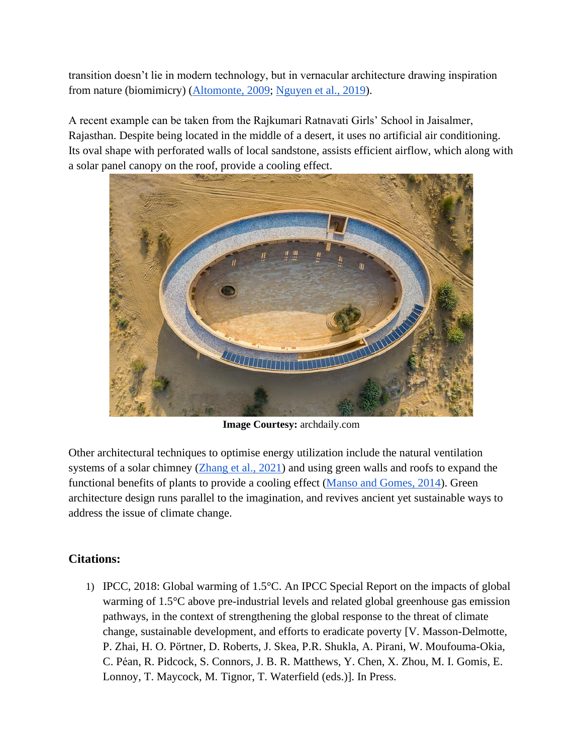transition doesn't lie in modern technology, but in vernacular architecture drawing inspiration from nature (biomimicry) (Altomonte, 2009; Nguyen et al., 2019).

A recent example can be taken from the Rajkumari Ratnavati Girls' School in Jaisalmer, Rajasthan. Despite being located in the middle of a desert, it uses no artificial air conditioning. Its oval shape with perforated walls of local sandstone, assists efficient airflow, which along with a solar panel canopy on the roof, provide a cooling effect.

**Image Courtesy:** archdaily.com

Other architectural techniques to optimise energy utilization include the natural ventilation systems of a solar chimney (Zhang et al., 2021) and using green walls and roofs to expand the functional benefits of plants to provide a cooling effect (Manso and Gomes, 2014). Green architecture design runs parallel to the imagination, and revives ancient yet sustainable ways to address the issue of climate change.

## Citations:

1) IPCC, 2018: Global warming of 1.5°C. An IPCC Special Report on the impacts of global warming of 1.5°C above pre-industrial levels and related global greenhouse gas emission pathways, in the context of strengthening the global response to the threat of climate change, sustainable development, and efforts to eradicate poverty [V. Masson-Delmotte, P. Zhai, H. O. Pörtner, D. Roberts, J. Skea, P.R. Shukla, A. Pirani, W. Moufouma-Okia, C. Péan, R. Pidcock, S. Connors, J. B. R. Matthews, Y. Chen, X. Zhou, M. I. Gomis, E. Lonnoy, T. Maycock, M. Tignor, T. Waterfield (eds.)]. In Press.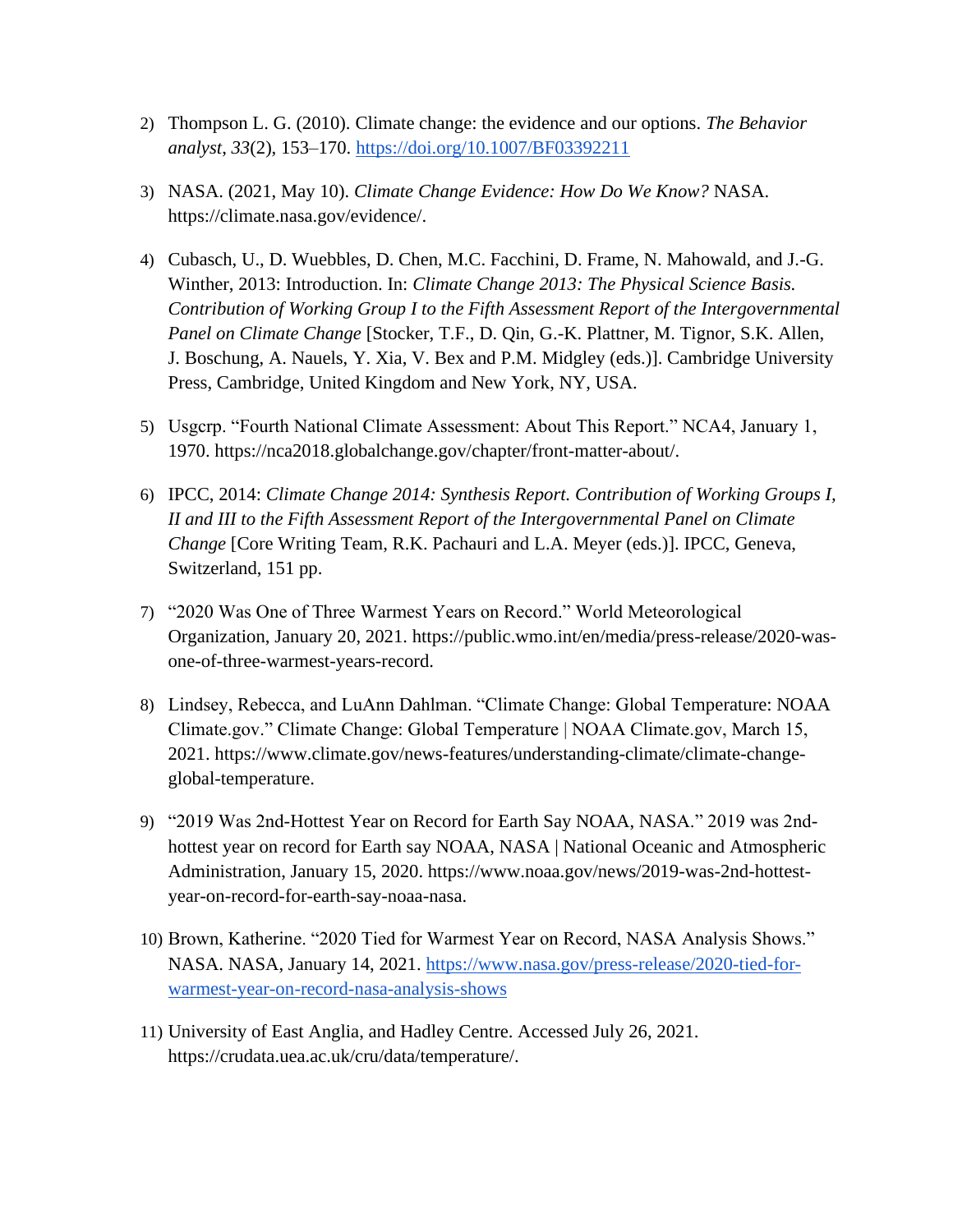2) Thompson L. G. (2010). Climate change: the evidence and our options. *The Behavior analyst*, *33*(2), 153–170. https://doi.org/10.1007/BF03392211

3) NASA. (2021, May 10). *Climate Change Evidence: How Do We Know?* NASA. https://climate.nasa.gov/evidence/.

4) Cubasch, U., D. Wuebbles, D. Chen, M.C. Facchini, D. Frame, N. Mahowald, and J.-G. Winther, 2013: Introduction. In: *Climate Change 2013: The Physical Science Basis. Contribution of Working Group I to the Fifth Assessment Report of the Intergovernmental Panel on Climate Change* [Stocker, T.F., D. Qin, G.-K. Plattner, M. Tignor, S.K. Allen, J. Boschung, A. Nauels, Y. Xia, V. Bex and P.M. Midgley (eds.)]. Cambridge University Press, Cambridge, United Kingdom and New York, NY, USA.

5) Usgcrp. "Fourth National Climate Assessment: About This Report." NCA4, January 1, 1970. https://nca2018.globalchange.gov/chapter/front-matter-about/.

6) IPCC, 2014: *Climate Change 2014: Synthesis Report. Contribution of Working Groups I, II and III to the Fifth Assessment Report of the Intergovernmental Panel on Climate Change* [Core Writing Team, R.K. Pachauri and L.A. Meyer (eds.)]. IPCC, Geneva, Switzerland, 151 pp.

7) "2020 Was One of Three Warmest Years on Record." World Meteorological Organization, January 20, 2021. https://public.wmo.int/en/media/press-release/2020-was-one-of-three-warmest-years-record.

8) Lindsey, Rebecca, and LuAnn Dahlman. "Climate Change: Global Temperature: NOAA Climate.gov." Climate Change: Global Temperature | NOAA Climate.gov, March 15, 2021. https://www.climate.gov/news-features/understanding-climate/climate-change-global-temperature.

9) "2019 Was 2nd-Hottest Year on Record for Earth Say NOAA, NASA." 2019 was 2nd-hottest year on record for Earth say NOAA, NASA | National Oceanic and Atmospheric Administration, January 15, 2020. https://www.noaa.gov/news/2019-was-2nd-hottest-year-on-record-for-earth-say-noaa-nasa.

10) Brown, Katherine. "2020 Tied for Warmest Year on Record, NASA Analysis Shows." NASA. NASA, January 14, 2021. https://www.nasa.gov/press-release/2020-tied-for-warmest-year-on-record-nasa-analysis-shows

11) University of East Anglia, and Hadley Centre. Accessed July 26, 2021. https://crudata.uea.ac.uk/cru/data/temperature/.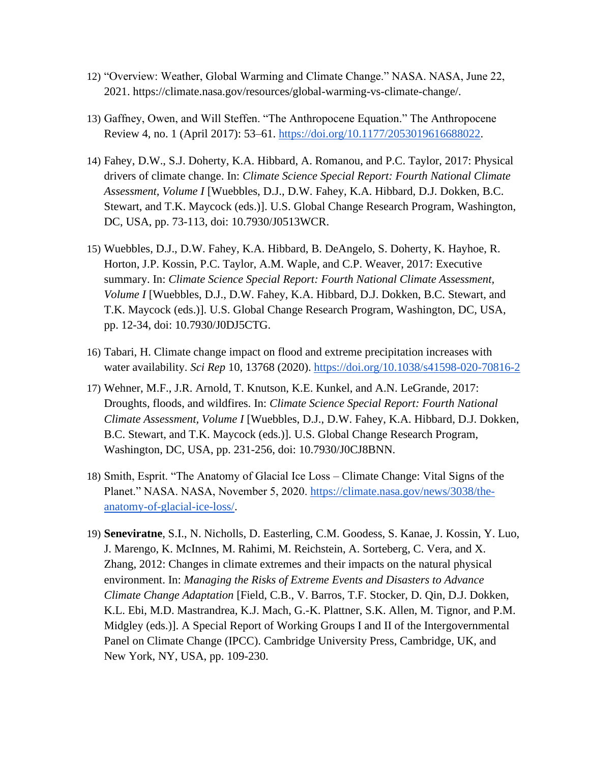12) "Overview: Weather, Global Warming and Climate Change." NASA. NASA, June 22, 2021. https://climate.nasa.gov/resources/global-warming-vs-climate-change/.

13) Gaffney, Owen, and Will Steffen. "The Anthropocene Equation." The Anthropocene Review 4, no. 1 (April 2017): 53–61. https://doi.org/10.1177/2053019616688022.

14) Fahey, D.W., S.J. Doherty, K.A. Hibbard, A. Romanou, and P.C. Taylor, 2017: Physical drivers of climate change. In: *Climate Science Special Report: Fourth National Climate Assessment, Volume I* [Wuebbles, D.J., D.W. Fahey, K.A. Hibbard, D.J. Dokken, B.C. Stewart, and T.K. Maycock (eds.)]. U.S. Global Change Research Program, Washington, DC, USA, pp. 73-113, doi: 10.7930/J0513WCR.

15) Wuebbles, D.J., D.W. Fahey, K.A. Hibbard, B. DeAngelo, S. Doherty, K. Hayhoe, R. Horton, J.P. Kossin, P.C. Taylor, A.M. Waple, and C.P. Weaver, 2017: Executive summary. In: *Climate Science Special Report: Fourth National Climate Assessment, Volume I* [Wuebbles, D.J., D.W. Fahey, K.A. Hibbard, D.J. Dokken, B.C. Stewart, and T.K. Maycock (eds.)]. U.S. Global Change Research Program, Washington, DC, USA, pp. 12-34, doi: 10.7930/J0DJ5CTG.

16) Tabari, H. Climate change impact on flood and extreme precipitation increases with water availability. *Sci Rep* 10, 13768 (2020). https://doi.org/10.1038/s41598-020-70816-2

17) Wehner, M.F., J.R. Arnold, T. Knutson, K.E. Kunkel, and A.N. LeGrande, 2017: Droughts, floods, and wildfires. In: *Climate Science Special Report: Fourth National Climate Assessment, Volume I* [Wuebbles, D.J., D.W. Fahey, K.A. Hibbard, D.J. Dokken, B.C. Stewart, and T.K. Maycock (eds.)]. U.S. Global Change Research Program, Washington, DC, USA, pp. 231-256, doi: 10.7930/J0CJ8BNN.

18) Smith, Esprit. "The Anatomy of Glacial Ice Loss – Climate Change: Vital Signs of the Planet." NASA. NASA, November 5, 2020. https://climate.nasa.gov/news/3038/the-anatomy-of-glacial-ice-loss/.

19) **Seneviratne**, S.I., N. Nicholls, D. Easterling, C.M. Goodess, S. Kanae, J. Kossin, Y. Luo, J. Marengo, K. McInnes, M. Rahimi, M. Reichstein, A. Sorteberg, C. Vera, and X. Zhang, 2012: Changes in climate extremes and their impacts on the natural physical environment. In: *Managing the Risks of Extreme Events and Disasters to Advance Climate Change Adaptation* [Field, C.B., V. Barros, T.F. Stocker, D. Qin, D.J. Dokken, K.L. Ebi, M.D. Mastrandrea, K.J. Mach, G.-K. Plattner, S.K. Allen, M. Tignor, and P.M. Midgley (eds.)]. A Special Report of Working Groups I and II of the Intergovernmental Panel on Climate Change (IPCC). Cambridge University Press, Cambridge, UK, and New York, NY, USA, pp. 109-230.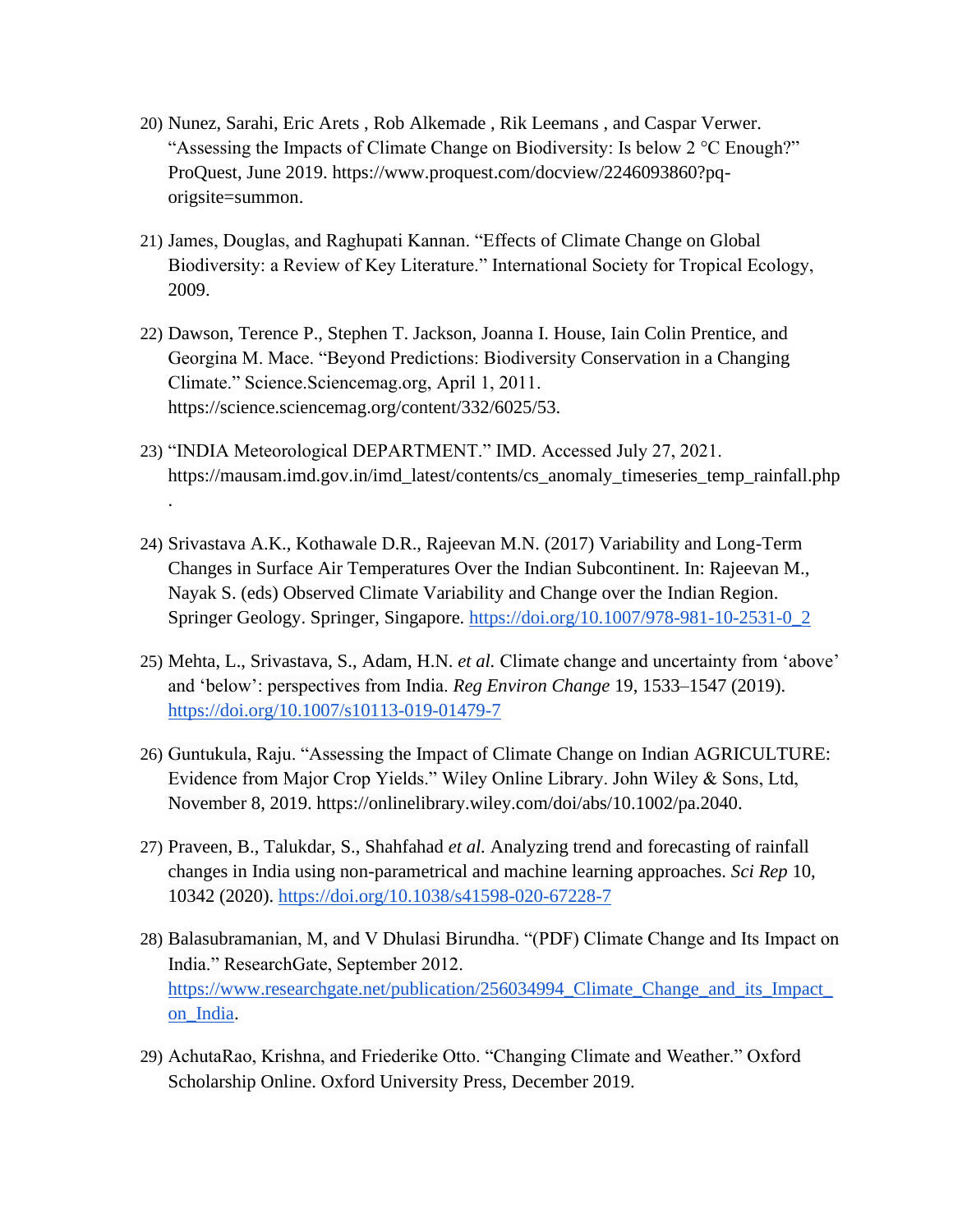20) Nunez, Sarahi, Eric Arets , Rob Alkemade , Rik Leemans , and Caspar Verwer. "Assessing the Impacts of Climate Change on Biodiversity: Is below 2 °C Enough?" ProQuest, June 2019. https://www.proquest.com/docview/2246093860?pq-origsite=summon.

21) James, Douglas, and Raghupati Kannan. "Effects of Climate Change on Global Biodiversity: a Review of Key Literature." International Society for Tropical Ecology, 2009.

22) Dawson, Terence P., Stephen T. Jackson, Joanna I. House, Iain Colin Prentice, and Georgina M. Mace. "Beyond Predictions: Biodiversity Conservation in a Changing Climate." Science.Sciencemag.org, April 1, 2011. https://science.sciencemag.org/content/332/6025/53.

23) "INDIA Meteorological DEPARTMENT." IMD. Accessed July 27, 2021. https://mausam.imd.gov.in/imd_latest/contents/cs_anomaly_timeseries_temp_rainfall.php.

24) Srivastava A.K., Kothawale D.R., Rajeevan M.N. (2017) Variability and Long-Term Changes in Surface Air Temperatures Over the Indian Subcontinent. In: Rajeevan M., Nayak S. (eds) Observed Climate Variability and Change over the Indian Region. Springer Geology. Springer, Singapore. https://doi.org/10.1007/978-981-10-2531-0_2

25) Mehta, L., Srivastava, S., Adam, H.N. *et al.* Climate change and uncertainty from 'above' and 'below': perspectives from India. *Reg Environ Change* 19, 1533–1547 (2019). https://doi.org/10.1007/s10113-019-01479-7

26) Guntukula, Raju. "Assessing the Impact of Climate Change on Indian AGRICULTURE: Evidence from Major Crop Yields." Wiley Online Library. John Wiley & Sons, Ltd, November 8, 2019. https://onlinelibrary.wiley.com/doi/abs/10.1002/pa.2040.

27) Praveen, B., Talukdar, S., Shahfahad *et al.* Analyzing trend and forecasting of rainfall changes in India using non-parametrical and machine learning approaches. *Sci Rep* 10, 10342 (2020). https://doi.org/10.1038/s41598-020-67228-7

28) Balasubramanian, M, and V Dhulasi Birundha. "(PDF) Climate Change and Its Impact on India." ResearchGate, September 2012. https://www.researchgate.net/publication/256034994_Climate_Change_and_its_Impact_on_India.

29) AchutaRao, Krishna, and Friederike Otto. "Changing Climate and Weather." Oxford Scholarship Online. Oxford University Press, December 2019.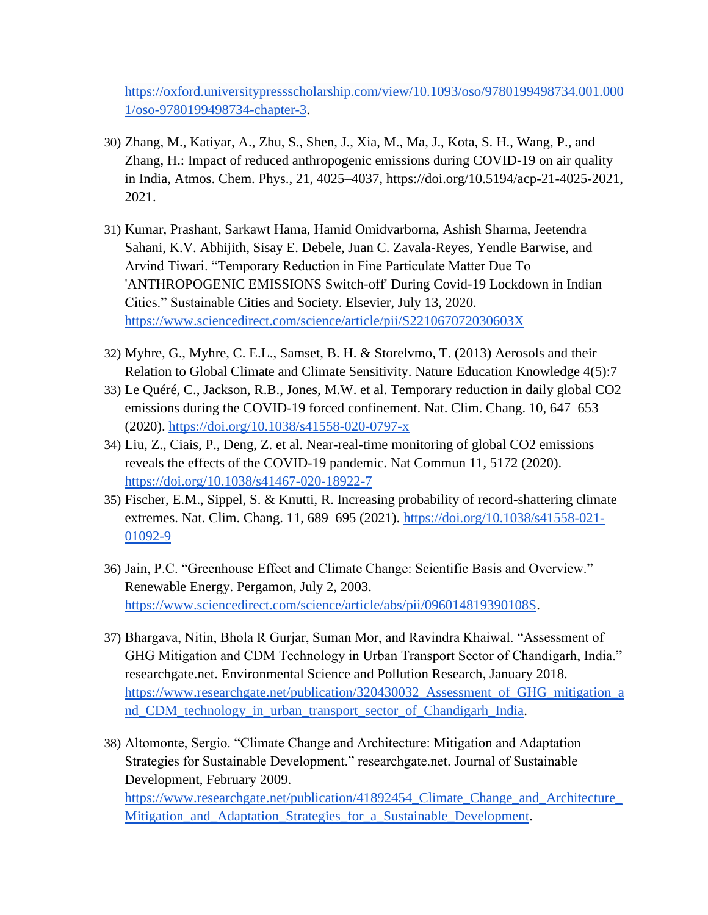https://oxford.universitypressscholarship.com/view/10.1093/oso/9780199498734.001.0001/oso-9780199498734-chapter-3.

30) Zhang, M., Katiyar, A., Zhu, S., Shen, J., Xia, M., Ma, J., Kota, S. H., Wang, P., and Zhang, H.: Impact of reduced anthropogenic emissions during COVID-19 on air quality in India, Atmos. Chem. Phys., 21, 4025–4037, https://doi.org/10.5194/acp-21-4025-2021, 2021.

31) Kumar, Prashant, Sarkawt Hama, Hamid Omidvarborna, Ashish Sharma, Jeetendra Sahani, K.V. Abhijith, Sisay E. Debele, Juan C. Zavala-Reyes, Yendle Barwise, and Arvind Tiwari. “Temporary Reduction in Fine Particulate Matter Due To 'ANTHROPOGENIC EMISSIONS Switch-off' During Covid-19 Lockdown in Indian Cities.” Sustainable Cities and Society. Elsevier, July 13, 2020. https://www.sciencedirect.com/science/article/pii/S221067072030603X

32) Myhre, G., Myhre, C. E.L., Samset, B. H. & Storelvmo, T. (2013) Aerosols and their Relation to Global Climate and Climate Sensitivity. Nature Education Knowledge 4(5):7
33) Le Quéré, C., Jackson, R.B., Jones, M.W. et al. Temporary reduction in daily global CO2 emissions during the COVID-19 forced confinement. Nat. Clim. Chang. 10, 647–653 (2020). https://doi.org/10.1038/s41558-020-0797-x
34) Liu, Z., Ciais, P., Deng, Z. et al. Near-real-time monitoring of global CO2 emissions reveals the effects of the COVID-19 pandemic. Nat Commun 11, 5172 (2020). https://doi.org/10.1038/s41467-020-18922-7
35) Fischer, E.M., Sippel, S. & Knutti, R. Increasing probability of record-shattering climate extremes. Nat. Clim. Chang. 11, 689–695 (2021). https://doi.org/10.1038/s41558-021-01092-9

36) Jain, P.C. “Greenhouse Effect and Climate Change: Scientific Basis and Overview.” Renewable Energy. Pergamon, July 2, 2003. https://www.sciencedirect.com/science/article/abs/pii/096014819390108S.

37) Bhargava, Nitin, Bhola R Gurjar, Suman Mor, and Ravindra Khaiwal. “Assessment of GHG Mitigation and CDM Technology in Urban Transport Sector of Chandigarh, India.” researchgate.net. Environmental Science and Pollution Research, January 2018. https://www.researchgate.net/publication/320430032_Assessment_of_GHG_mitigation_and_CDM_technology_in_urban_transport_sector_of_Chandigarh_India.

38) Altomonte, Sergio. “Climate Change and Architecture: Mitigation and Adaptation Strategies for Sustainable Development.” researchgate.net. Journal of Sustainable Development, February 2009. https://www.researchgate.net/publication/41892454_Climate_Change_and_Architecture_Mitigation_and_Adaptation_Strategies_for_a_Sustainable_Development.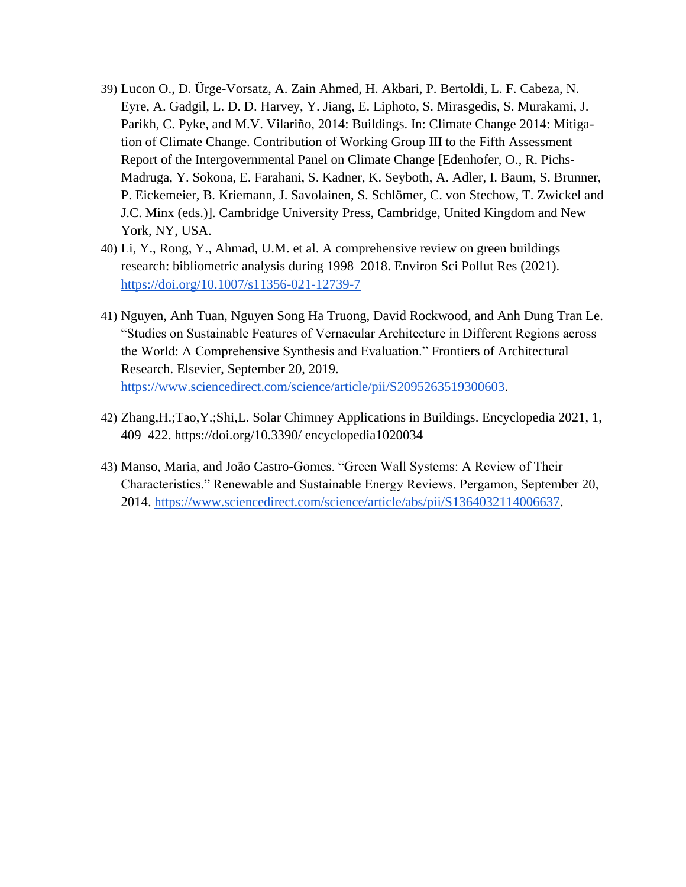39) Lucon O., D. Ürge-Vorsatz, A. Zain Ahmed, H. Akbari, P. Bertoldi, L. F. Cabeza, N. Eyre, A. Gadgil, L. D. D. Harvey, Y. Jiang, E. Liphoto, S. Mirasgedis, S. Murakami, J. Parikh, C. Pyke, and M.V. Vilariño, 2014: Buildings. In: Climate Change 2014: Mitigation of Climate Change. Contribution of Working Group III to the Fifth Assessment Report of the Intergovernmental Panel on Climate Change [Edenhofer, O., R. Pichs-Madruga, Y. Sokona, E. Farahani, S. Kadner, K. Seyboth, A. Adler, I. Baum, S. Brunner, P. Eickemeier, B. Kriemann, J. Savolainen, S. Schlömer, C. von Stechow, T. Zwickel and J.C. Minx (eds.)]. Cambridge University Press, Cambridge, United Kingdom and New York, NY, USA.

40) Li, Y., Rong, Y., Ahmad, U.M. et al. A comprehensive review on green buildings research: bibliometric analysis during 1998–2018. Environ Sci Pollut Res (2021). https://doi.org/10.1007/s11356-021-12739-7

41) Nguyen, Anh Tuan, Nguyen Song Ha Truong, David Rockwood, and Anh Dung Tran Le. "Studies on Sustainable Features of Vernacular Architecture in Different Regions across the World: A Comprehensive Synthesis and Evaluation." Frontiers of Architectural Research. Elsevier, September 20, 2019. https://www.sciencedirect.com/science/article/pii/S2095263519300603.

42) Zhang,H.;Tao,Y.;Shi,L. Solar Chimney Applications in Buildings. Encyclopedia 2021, 1, 409–422. https://doi.org/10.3390/ encyclopedia1020034

43) Manso, Maria, and João Castro-Gomes. "Green Wall Systems: A Review of Their Characteristics." Renewable and Sustainable Energy Reviews. Pergamon, September 20, 2014. https://www.sciencedirect.com/science/article/abs/pii/S1364032114006637.